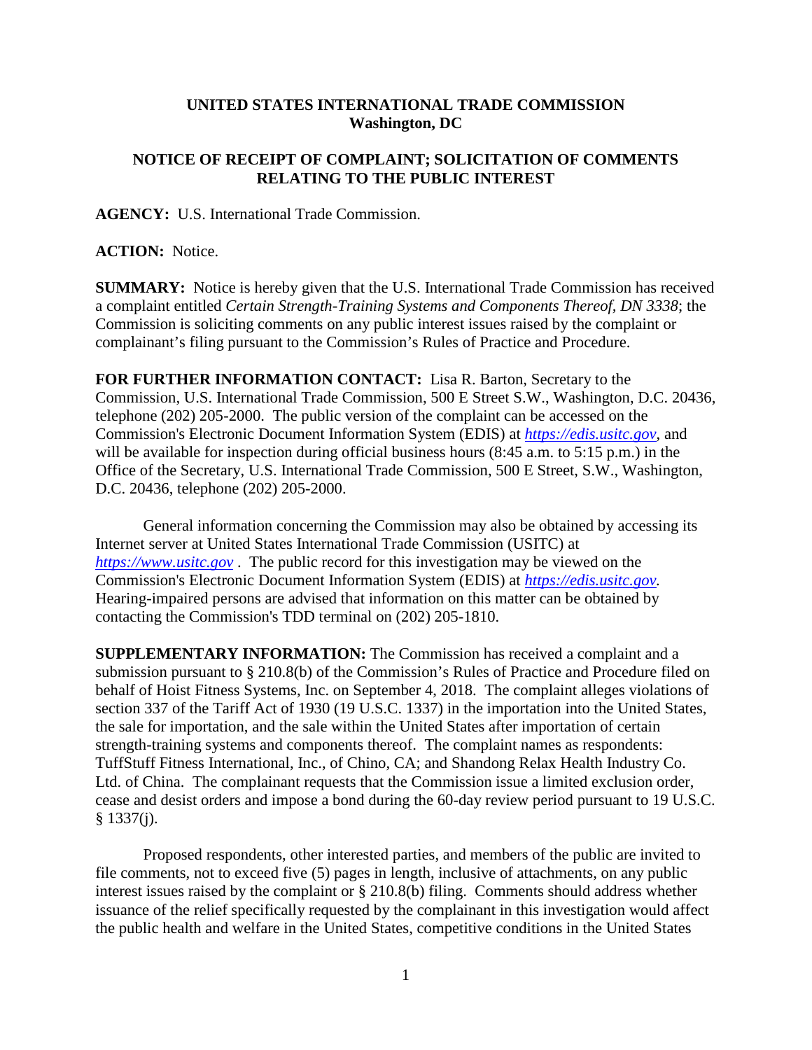**UNITED STATES INTERNATIONAL TRADE COMMISSION**
**Washington, DC**

**NOTICE OF RECEIPT OF COMPLAINT; SOLICITATION OF COMMENTS RELATING TO THE PUBLIC INTEREST**

**AGENCY:** U.S. International Trade Commission.

**ACTION:** Notice.

**SUMMARY:** Notice is hereby given that the U.S. International Trade Commission has received a complaint entitled *Certain Strength-Training Systems and Components Thereof, DN 3338*; the Commission is soliciting comments on any public interest issues raised by the complaint or complainant's filing pursuant to the Commission's Rules of Practice and Procedure.

**FOR FURTHER INFORMATION CONTACT:** Lisa R. Barton, Secretary to the Commission, U.S. International Trade Commission, 500 E Street S.W., Washington, D.C. 20436, telephone (202) 205-2000. The public version of the complaint can be accessed on the Commission's Electronic Document Information System (EDIS) at *https://edis.usitc.gov*, and will be available for inspection during official business hours (8:45 a.m. to 5:15 p.m.) in the Office of the Secretary, U.S. International Trade Commission, 500 E Street, S.W., Washington, D.C. 20436, telephone (202) 205-2000.

General information concerning the Commission may also be obtained by accessing its Internet server at United States International Trade Commission (USITC) at *https://www.usitc.gov* . The public record for this investigation may be viewed on the Commission's Electronic Document Information System (EDIS) at *https://edis.usitc.gov.* Hearing-impaired persons are advised that information on this matter can be obtained by contacting the Commission's TDD terminal on (202) 205-1810.

**SUPPLEMENTARY INFORMATION:** The Commission has received a complaint and a submission pursuant to § 210.8(b) of the Commission's Rules of Practice and Procedure filed on behalf of Hoist Fitness Systems, Inc. on September 4, 2018. The complaint alleges violations of section 337 of the Tariff Act of 1930 (19 U.S.C. 1337) in the importation into the United States, the sale for importation, and the sale within the United States after importation of certain strength-training systems and components thereof. The complaint names as respondents: TuffStuff Fitness International, Inc., of Chino, CA; and Shandong Relax Health Industry Co. Ltd. of China. The complainant requests that the Commission issue a limited exclusion order, cease and desist orders and impose a bond during the 60-day review period pursuant to 19 U.S.C. § 1337(j).

Proposed respondents, other interested parties, and members of the public are invited to file comments, not to exceed five (5) pages in length, inclusive of attachments, on any public interest issues raised by the complaint or § 210.8(b) filing. Comments should address whether issuance of the relief specifically requested by the complainant in this investigation would affect the public health and welfare in the United States, competitive conditions in the United States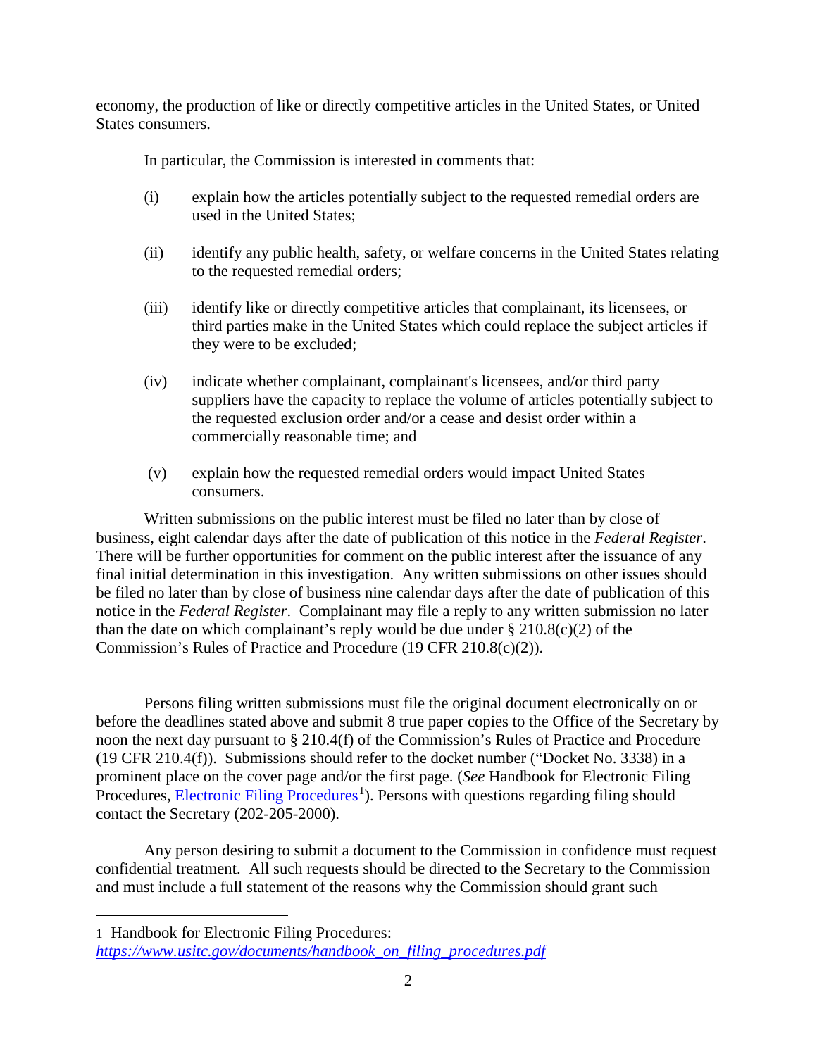economy, the production of like or directly competitive articles in the United States, or United States consumers.

In particular, the Commission is interested in comments that:

(i) explain how the articles potentially subject to the requested remedial orders are used in the United States;

(ii) identify any public health, safety, or welfare concerns in the United States relating to the requested remedial orders;

(iii) identify like or directly competitive articles that complainant, its licensees, or third parties make in the United States which could replace the subject articles if they were to be excluded;

(iv) indicate whether complainant, complainant's licensees, and/or third party suppliers have the capacity to replace the volume of articles potentially subject to the requested exclusion order and/or a cease and desist order within a commercially reasonable time; and

(v) explain how the requested remedial orders would impact United States consumers.

Written submissions on the public interest must be filed no later than by close of business, eight calendar days after the date of publication of this notice in the *Federal Register*. There will be further opportunities for comment on the public interest after the issuance of any final initial determination in this investigation. Any written submissions on other issues should be filed no later than by close of business nine calendar days after the date of publication of this notice in the *Federal Register*. Complainant may file a reply to any written submission no later than the date on which complainant's reply would be due under § 210.8(c)(2) of the Commission's Rules of Practice and Procedure (19 CFR 210.8(c)(2)).

Persons filing written submissions must file the original document electronically on or before the deadlines stated above and submit 8 true paper copies to the Office of the Secretary by noon the next day pursuant to § 210.4(f) of the Commission's Rules of Practice and Procedure (19 CFR 210.4(f)). Submissions should refer to the docket number ("Docket No. 3338) in a prominent place on the cover page and/or the first page. (*See* Handbook for Electronic Filing Procedures, Electronic Filing Procedures[1]). Persons with questions regarding filing should contact the Secretary (202-205-2000).

Any person desiring to submit a document to the Commission in confidence must request confidential treatment. All such requests should be directed to the Secretary to the Commission and must include a full statement of the reasons why the Commission should grant such

---

1 Handbook for Electronic Filing Procedures:
*https://www.usitc.gov/documents/handbook_on_filing_procedures.pdf*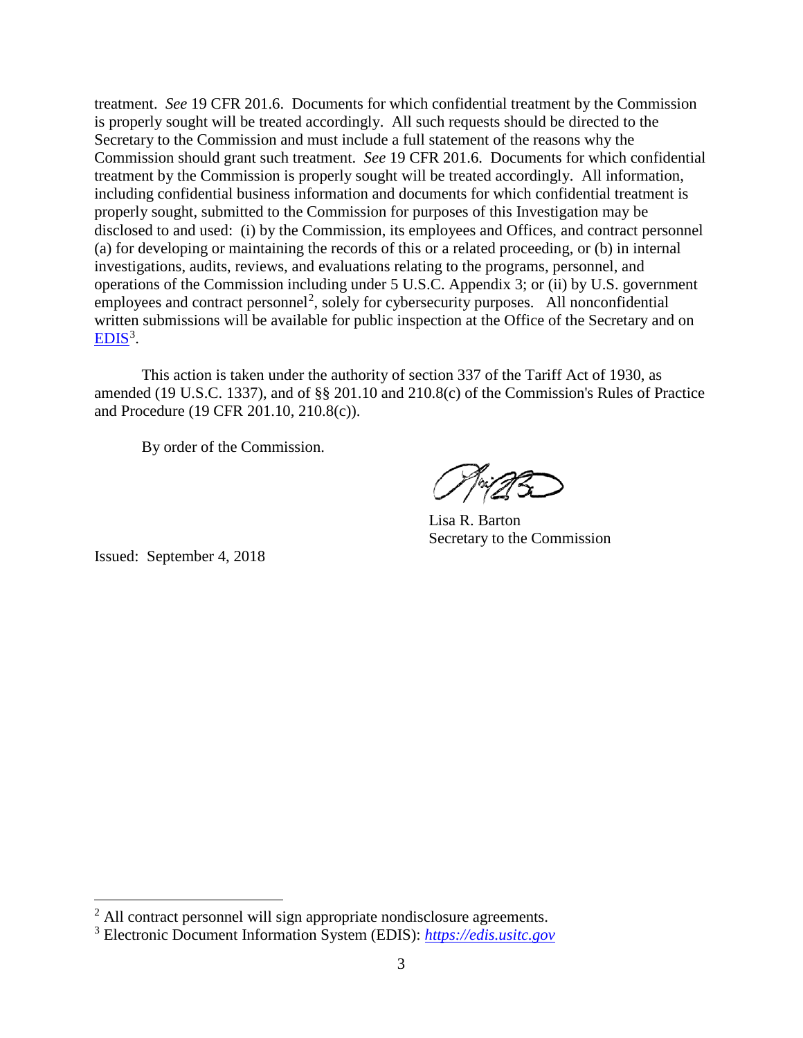treatment. *See* 19 CFR 201.6. Documents for which confidential treatment by the Commission is properly sought will be treated accordingly. All such requests should be directed to the Secretary to the Commission and must include a full statement of the reasons why the Commission should grant such treatment. *See* 19 CFR 201.6. Documents for which confidential treatment by the Commission is properly sought will be treated accordingly. All information, including confidential business information and documents for which confidential treatment is properly sought, submitted to the Commission for purposes of this Investigation may be disclosed to and used: (i) by the Commission, its employees and Offices, and contract personnel (a) for developing or maintaining the records of this or a related proceeding, or (b) in internal investigations, audits, reviews, and evaluations relating to the programs, personnel, and operations of the Commission including under 5 U.S.C. Appendix 3; or (ii) by U.S. government employees and contract personnel[2], solely for cybersecurity purposes. All nonconfidential written submissions will be available for public inspection at the Office of the Secretary and on EDIS[3].

This action is taken under the authority of section 337 of the Tariff Act of 1930, as amended (19 U.S.C. 1337), and of §§ 201.10 and 210.8(c) of the Commission's Rules of Practice and Procedure (19 CFR 201.10, 210.8(c)).

By order of the Commission.

Lisa R. Barton
Secretary to the Commission

Issued: September 4, 2018

[2] All contract personnel will sign appropriate nondisclosure agreements.

[3] Electronic Document Information System (EDIS): *https://edis.usitc.gov*